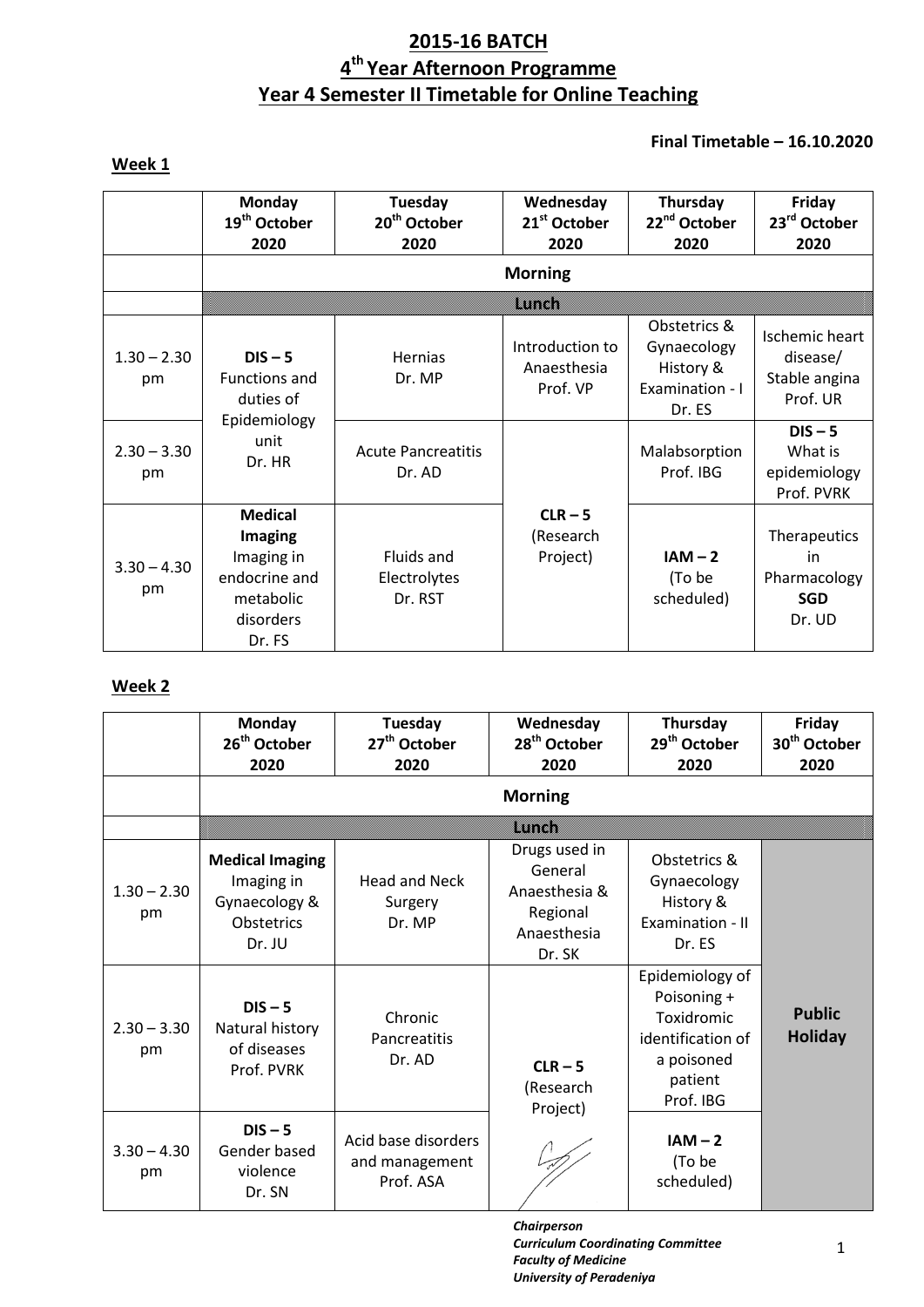# 2015-16 BATCH

## 4th Year Afternoon Programme

## Year 4 Semester II Timetable for Online Teaching

**Final Timetable – 16.10.2020**

**Week 1**

| | Monday 19th October 2020 | Tuesday 20th October 2020 | Wednesday 21st October 2020 | Thursday 22nd October 2020 | Friday 23rd October 2020 |
|---|---|---|---|---|---|
| | **Morning** | | | | |
| | **Lunch** | | | | |
| 1.30 – 2.30 pm | **DIS – 5** Functions and duties of Epidemiology unit Dr. HR | Hernias Dr. MP | Introduction to Anaesthesia Prof. VP | Obstetrics & Gynaecology History & Examination - I Dr. ES | Ischemic heart disease/ Stable angina Prof. UR |
| 2.30 – 3.30 pm | | Acute Pancreatitis Dr. AD | **CLR – 5** (Research Project) | Malabsorption Prof. IBG | **DIS – 5** What is epidemiology Prof. PVRK |
| 3.30 – 4.30 pm | **Medical Imaging** Imaging in endocrine and metabolic disorders Dr. FS | Fluids and Electrolytes Dr. RST | | **IAM – 2** (To be scheduled) | Therapeutics in Pharmacology **SGD** Dr. UD |

**Week 2**

| | Monday 26th October 2020 | Tuesday 27th October 2020 | Wednesday 28th October 2020 | Thursday 29th October 2020 | Friday 30th October 2020 |
|---|---|---|---|---|---|
| | **Morning** | | | | |
| | **Lunch** | | | | |
| 1.30 – 2.30 pm | **Medical Imaging** Imaging in Gynaecology & Obstetrics Dr. JU | Head and Neck Surgery Dr. MP | Drugs used in General Anaesthesia & Regional Anaesthesia Dr. SK | Obstetrics & Gynaecology History & Examination - II Dr. ES | **Public Holiday** |
| 2.30 – 3.30 pm | **DIS – 5** Natural history of diseases Prof. PVRK | Chronic Pancreatitis Dr. AD | **CLR – 5** (Research Project) | Epidemiology of Poisoning + Toxidromic identification of a poisoned patient Prof. IBG | |
| 3.30 – 4.30 pm | **DIS – 5** Gender based violence Dr. SN | Acid base disorders and management Prof. ASA | | **IAM – 2** (To be scheduled) | |

*Chairperson*
*Curriculum Coordinating Committee*
*Faculty of Medicine*
*University of Peradeniya*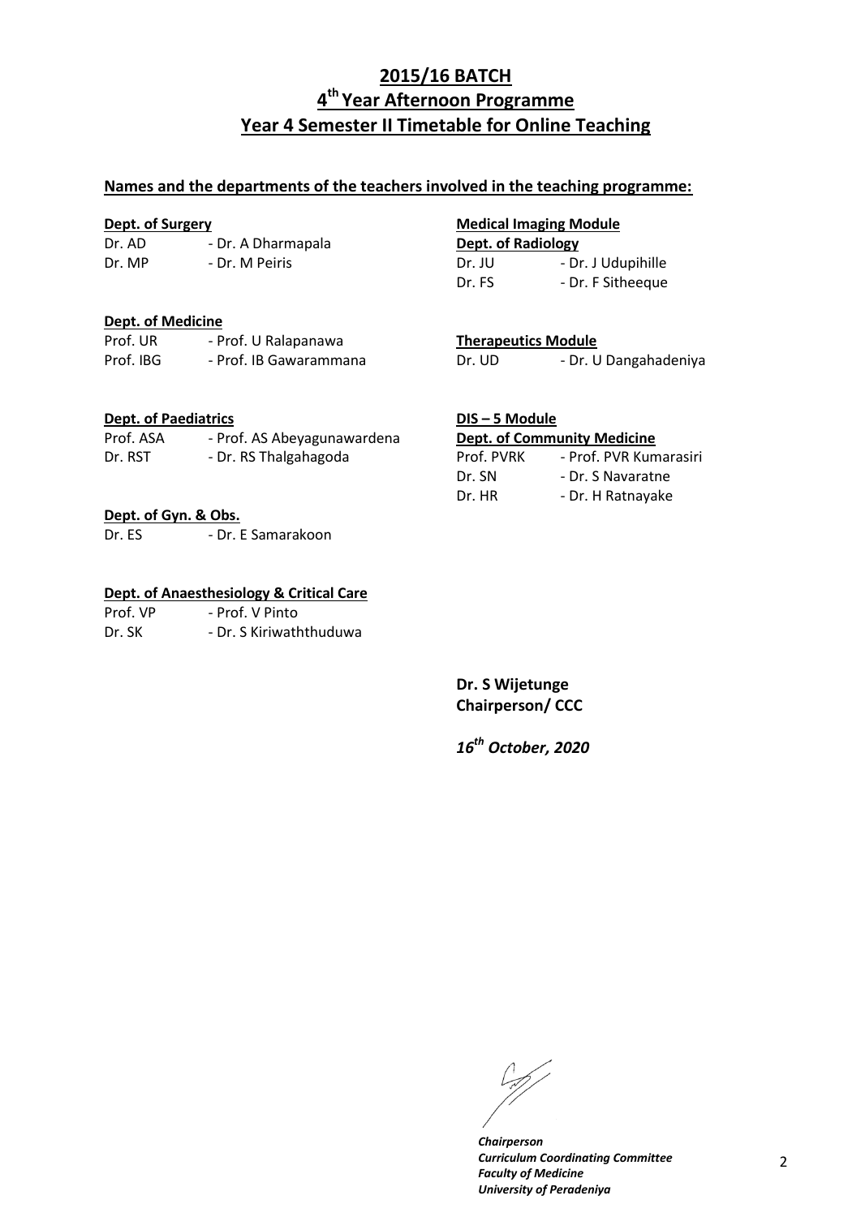# 2015/16 BATCH

## 4th Year Afternoon Programme

## Year 4 Semester II Timetable for Online Teaching

**Names and the departments of the teachers involved in the teaching programme:**

**Dept. of Surgery**

Dr. AD - Dr. A Dharmapala
Dr. MP - Dr. M Peiris

**Dept. of Medicine**

Prof. UR - Prof. U Ralapanawa
Prof. IBG - Prof. IB Gawarammana

**Dept. of Paediatrics**

Prof. ASA - Prof. AS Abeyagunawardena
Dr. RST - Dr. RS Thalgahagoda

**Dept. of Gyn. & Obs.**

Dr. ES - Dr. E Samarakoon

**Dept. of Anaesthesiology & Critical Care**

Prof. VP - Prof. V Pinto
Dr. SK - Dr. S Kiriwaththuduwa

**Medical Imaging Module**

**Dept. of Radiology**

Dr. JU - Dr. J Udupihille
Dr. FS - Dr. F Sitheeque

**Therapeutics Module**

Dr. UD - Dr. U Dangahadeniya

**DIS – 5 Module**

**Dept. of Community Medicine**

Prof. PVRK - Prof. PVR Kumarasiri
Dr. SN - Dr. S Navaratne
Dr. HR - Dr. H Ratnayake

**Dr. S Wijetunge**
**Chairperson/ CCC**

***16th October, 2020***

*Chairperson*
*Curriculum Coordinating Committee*
*Faculty of Medicine*
*University of Peradeniya*